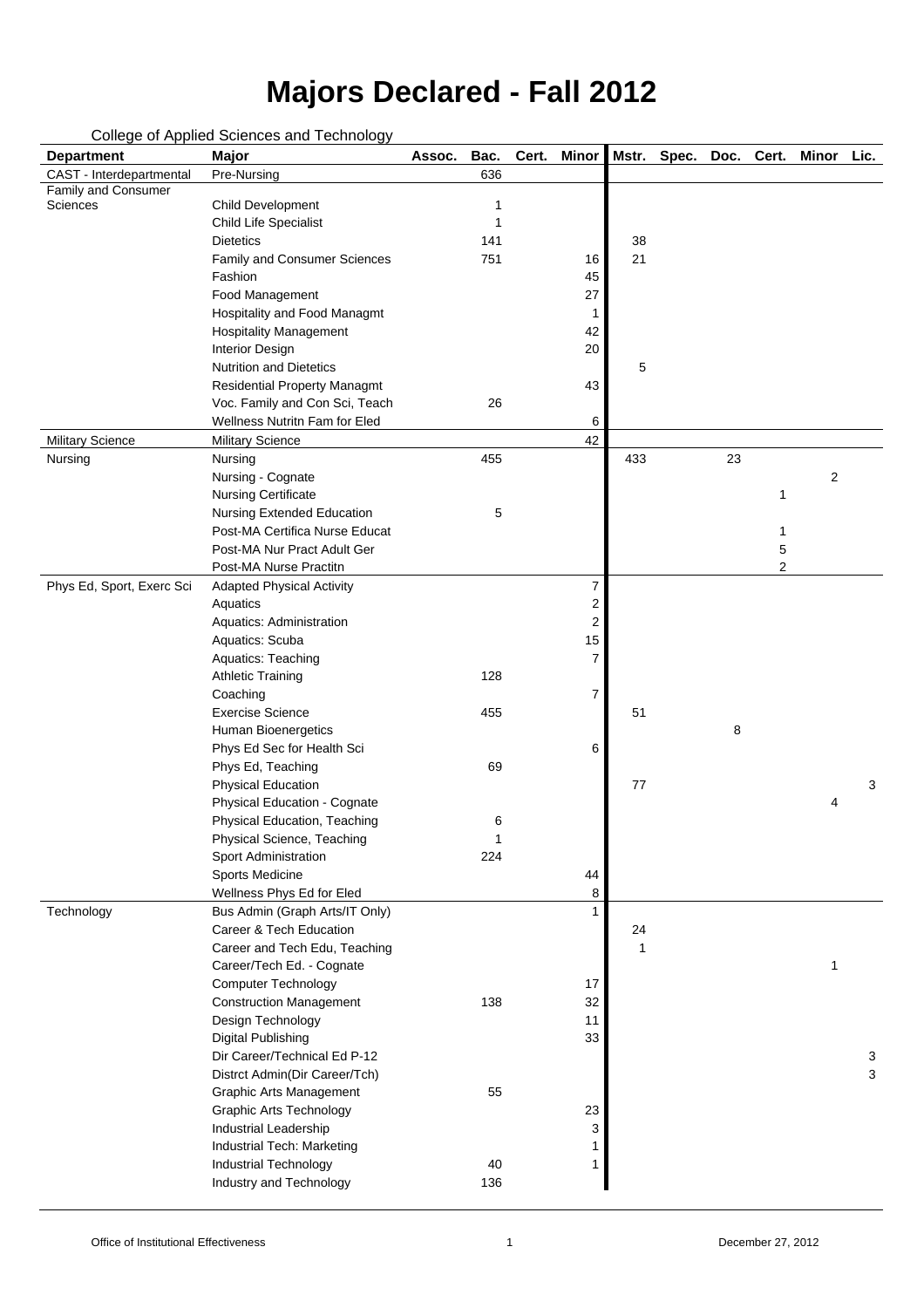# Majors Declared - Fall 2012

College of Applied Sciences and Technology

| Department | Major | Assoc. | Bac. | Cert. | Minor | Mstr. | Spec. | Doc. | Cert. | Minor | Lic. |
|---|---|---|---|---|---|---|---|---|---|---|---|
| CAST - Interdepartmental | Pre-Nursing | | 636 | | | | | | | | |
| Family and Consumer Sciences | Child Development | | 1 | | | | | | | | |
| | Child Life Specialist | | 1 | | | | | | | | |
| | Dietetics | | 141 | | | 38 | | | | | |
| | Family and Consumer Sciences | | 751 | | 16 | 21 | | | | | |
| | Fashion | | | | 45 | | | | | | |
| | Food Management | | | | 27 | | | | | | |
| | Hospitality and Food Managmt | | | | 1 | | | | | | |
| | Hospitality Management | | | | 42 | | | | | | |
| | Interior Design | | | | 20 | | | | | | |
| | Nutrition and Dietetics | | | | | 5 | | | | | |
| | Residential Property Managmt | | | | 43 | | | | | | |
| | Voc. Family and Con Sci, Teach | | 26 | | | | | | | | |
| | Wellness Nutritn Fam for Eled | | | | 6 | | | | | | |
| Military Science | Military Science | | | | 42 | | | | | | |
| Nursing | Nursing | | 455 | | | 433 | | 23 | | | |
| | Nursing - Cognate | | | | | | | | | 2 | |
| | Nursing Certificate | | | | | | | | 1 | | |
| | Nursing Extended Education | | 5 | | | | | | | | |
| | Post-MA Certifica Nurse Educat | | | | | | | | 1 | | |
| | Post-MA Nur Pract Adult Ger | | | | | | | | 5 | | |
| | Post-MA Nurse Practitn | | | | | | | | 2 | | |
| Phys Ed, Sport, Exerc Sci | Adapted Physical Activity | | | | 7 | | | | | | |
| | Aquatics | | | | 2 | | | | | | |
| | Aquatics: Administration | | | | 2 | | | | | | |
| | Aquatics: Scuba | | | | 15 | | | | | | |
| | Aquatics: Teaching | | | | 7 | | | | | | |
| | Athletic Training | | 128 | | | | | | | | |
| | Coaching | | | | 7 | | | | | | |
| | Exercise Science | | 455 | | | 51 | | | | | |
| | Human Bioenergetics | | | | | | | 8 | | | |
| | Phys Ed Sec for Health Sci | | | | 6 | | | | | | |
| | Phys Ed, Teaching | | 69 | | | | | | | | |
| | Physical Education | | | | | 77 | | | | | 3 |
| | Physical Education - Cognate | | | | | | | | | 4 | |
| | Physical Education, Teaching | | 6 | | | | | | | | |
| | Physical Science, Teaching | | 1 | | | | | | | | |
| | Sport Administration | | 224 | | | | | | | | |
| | Sports Medicine | | | | 44 | | | | | | |
| | Wellness Phys Ed for Eled | | | | 8 | | | | | | |
| Technology | Bus Admin (Graph Arts/IT Only) | | | | 1 | | | | | | |
| | Career & Tech Education | | | | | 24 | | | | | |
| | Career and Tech Edu, Teaching | | | | | 1 | | | | | |
| | Career/Tech Ed. - Cognate | | | | | | | | | 1 | |
| | Computer Technology | | | | 17 | | | | | | |
| | Construction Management | | 138 | | 32 | | | | | | |
| | Design Technology | | | | 11 | | | | | | |
| | Digital Publishing | | | | 33 | | | | | | |
| | Dir Career/Technical Ed P-12 | | | | | | | | | | 3 |
| | Distrct Admin(Dir Career/Tch) | | | | | | | | | | 3 |
| | Graphic Arts Management | | 55 | | | | | | | | |
| | Graphic Arts Technology | | | | 23 | | | | | | |
| | Industrial Leadership | | | | 3 | | | | | | |
| | Industrial Tech: Marketing | | | | 1 | | | | | | |
| | Industrial Technology | | 40 | | 1 | | | | | | |
| | Industry and Technology | | 136 | | | | | | | | |

Office of Institutional Effectiveness — December 27, 2012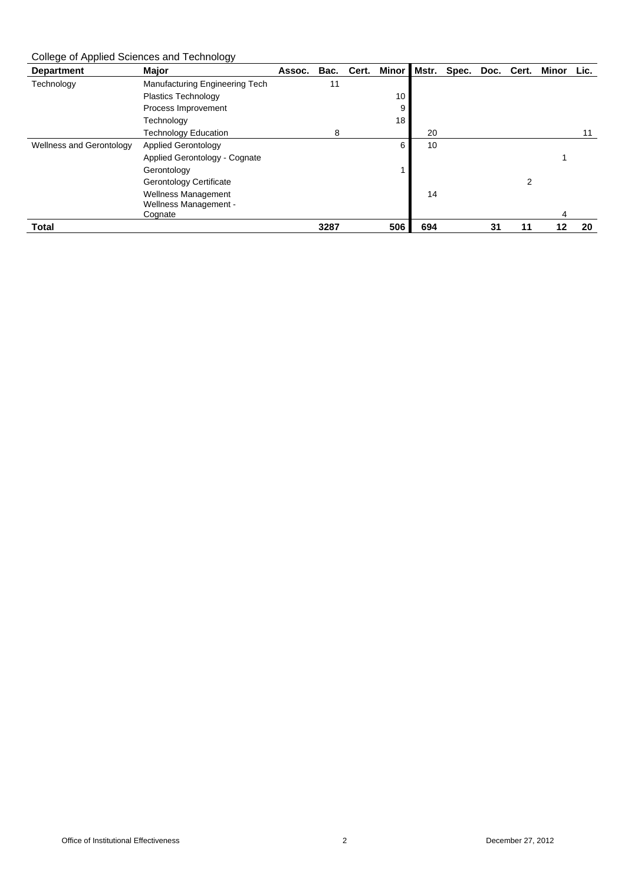College of Applied Sciences and Technology

| Department | Major | Assoc. | Bac. | Cert. | Minor | Mstr. | Spec. | Doc. | Cert. | Minor | Lic. |
|---|---|---|---|---|---|---|---|---|---|---|---|
| Technology | Manufacturing Engineering Tech | | 11 | | | | | | | | |
| | Plastics Technology | | | | 10 | | | | | | |
| | Process Improvement | | | | 9 | | | | | | |
| | Technology | | | | 18 | | | | | | |
| | Technology Education | | 8 | | | 20 | | | | | 11 |
| Wellness and Gerontology | Applied Gerontology | | | | 6 | 10 | | | | | |
| | Applied Gerontology - Cognate | | | | | | | | | 1 | |
| | Gerontology | | | | 1 | | | | | | |
| | Gerontology Certificate | | | | | | | | 2 | | |
| | Wellness Management | | | | | 14 | | | | | |
| | Wellness Management - Cognate | | | | | | | | | 4 | |
| **Total** | | | **3287** | | **506** | **694** | | **31** | **11** | **12** | **20** |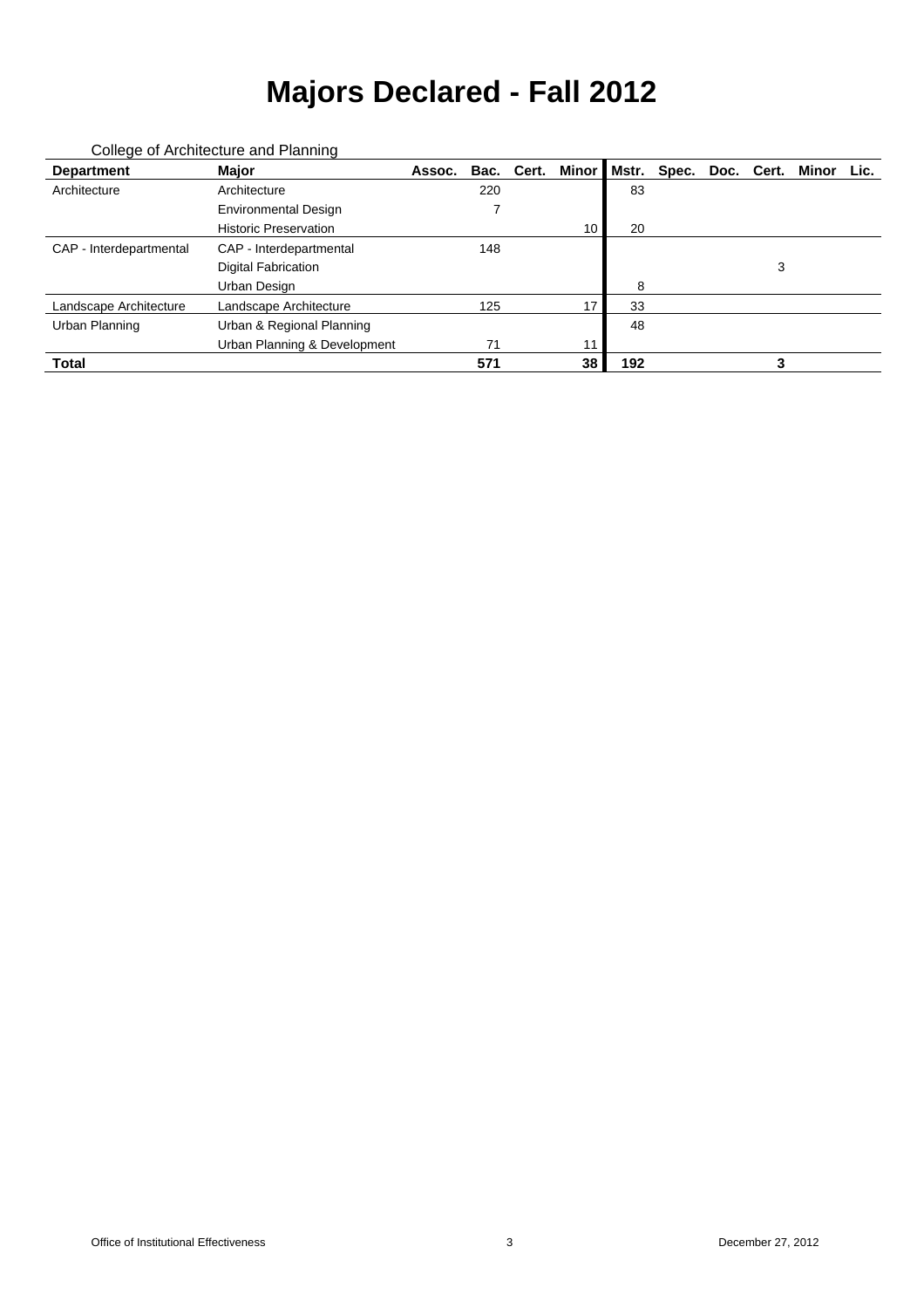# Majors Declared - Fall 2012

College of Architecture and Planning

| Department | Major | Assoc. | Bac. | Cert. | Minor | Mstr. | Spec. | Doc. | Cert. | Minor | Lic. |
|---|---|---|---|---|---|---|---|---|---|---|---|
| Architecture | Architecture | | 220 | | | 83 | | | | | |
| | Environmental Design | | 7 | | | | | | | | |
| | Historic Preservation | | | | 10 | 20 | | | | | |
| CAP - Interdepartmental | CAP - Interdepartmental | | 148 | | | | | | | | |
| | Digital Fabrication | | | | | | | | 3 | | |
| | Urban Design | | | | | 8 | | | | | |
| Landscape Architecture | Landscape Architecture | | 125 | | 17 | 33 | | | | | |
| Urban Planning | Urban & Regional Planning | | | | | 48 | | | | | |
| | Urban Planning & Development | | 71 | | 11 | | | | | | |
| **Total** | | | **571** | | **38** | **192** | | | **3** | | |

Office of Institutional Effectiveness December 27, 2012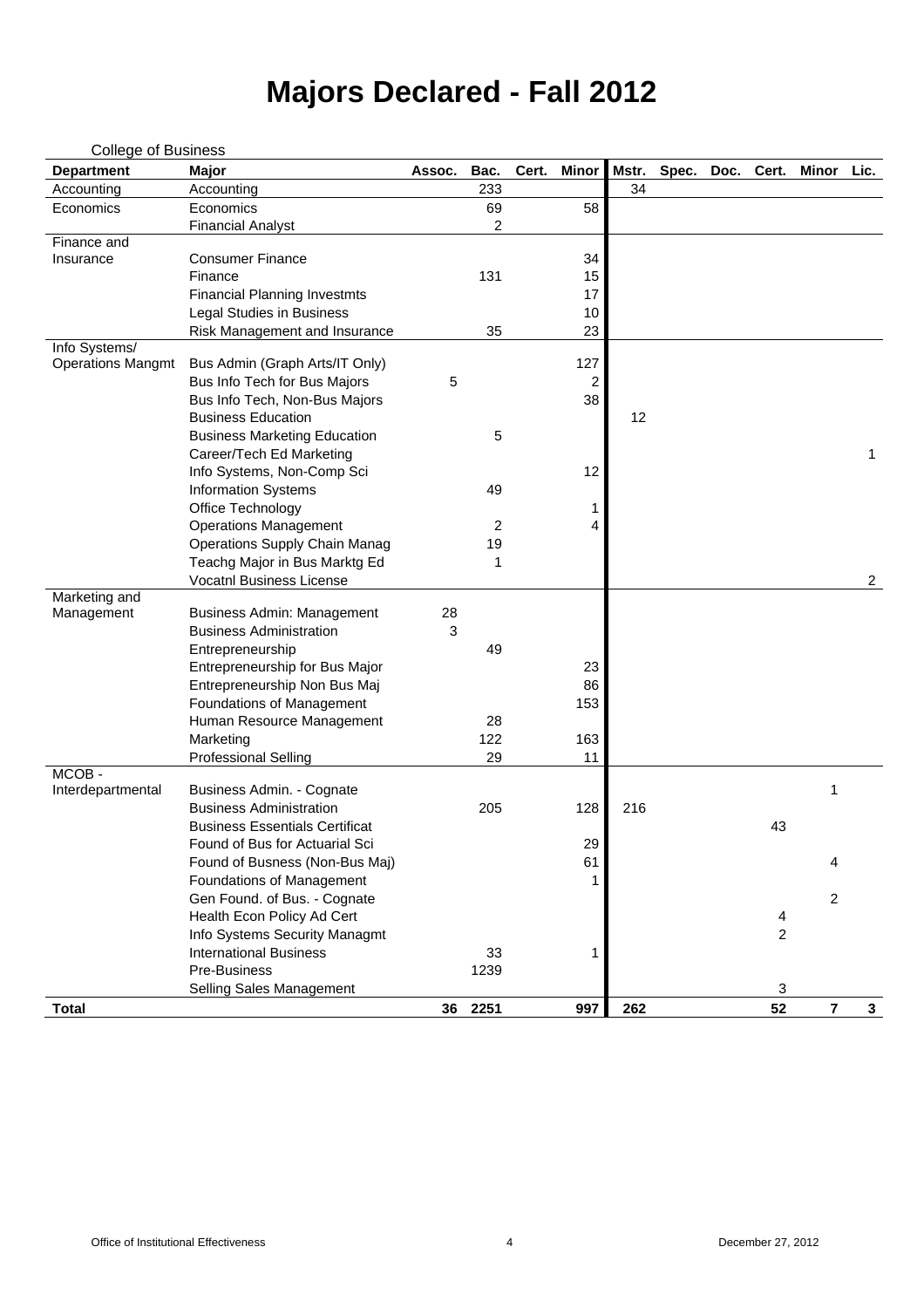# Majors Declared - Fall 2012

College of Business

| Department | Major | Assoc. | Bac. | Cert. | Minor | Mstr. | Spec. | Doc. | Cert. | Minor | Lic. |
|---|---|---|---|---|---|---|---|---|---|---|---|
| Accounting | Accounting | | 233 | | | 34 | | | | | |
| Economics | Economics | | 69 | | 58 | | | | | | |
| | Financial Analyst | | 2 | | | | | | | | |
| Finance and Insurance | Consumer Finance | | | | 34 | | | | | | |
| | Finance | | 131 | | 15 | | | | | | |
| | Financial Planning Investmts | | | | 17 | | | | | | |
| | Legal Studies in Business | | | | 10 | | | | | | |
| | Risk Management and Insurance | | 35 | | 23 | | | | | | |
| Info Systems/ Operations Mangmt | Bus Admin (Graph Arts/IT Only) | | | | 127 | | | | | | |
| | Bus Info Tech for Bus Majors | 5 | | | 2 | | | | | | |
| | Bus Info Tech, Non-Bus Majors | | | | 38 | | | | | | |
| | Business Education | | | | | 12 | | | | | |
| | Business Marketing Education | | 5 | | | | | | | | |
| | Career/Tech Ed Marketing | | | | | | | | | | 1 |
| | Info Systems, Non-Comp Sci | | | | 12 | | | | | | |
| | Information Systems | | 49 | | | | | | | | |
| | Office Technology | | | | 1 | | | | | | |
| | Operations Management | | 2 | | 4 | | | | | | |
| | Operations Supply Chain Manag | | 19 | | | | | | | | |
| | Teachg Major in Bus Marktg Ed | | 1 | | | | | | | | |
| | Vocatnl Business License | | | | | | | | | | 2 |
| Marketing and Management | Business Admin: Management | 28 | | | | | | | | | |
| | Business Administration | 3 | | | | | | | | | |
| | Entrepreneurship | | 49 | | | | | | | | |
| | Entrepreneurship for Bus Major | | | | 23 | | | | | | |
| | Entrepreneurship Non Bus Maj | | | | 86 | | | | | | |
| | Foundations of Management | | | | 153 | | | | | | |
| | Human Resource Management | | 28 | | | | | | | | |
| | Marketing | | 122 | | 163 | | | | | | |
| | Professional Selling | | 29 | | 11 | | | | | | |
| MCOB - Interdepartmental | Business Admin. - Cognate | | | | | | | | | 1 | |
| | Business Administration | | 205 | | 128 | 216 | | | | | |
| | Business Essentials Certificat | | | | | | | | 43 | | |
| | Found of Bus for Actuarial Sci | | | | 29 | | | | | | |
| | Found of Busness (Non-Bus Maj) | | | | 61 | | | | | 4 | |
| | Foundations of Management | | | | 1 | | | | | | |
| | Gen Found. of Bus. - Cognate | | | | | | | | | 2 | |
| | Health Econ Policy Ad Cert | | | | | | | | 4 | | |
| | Info Systems Security Managmt | | | | | | | | 2 | | |
| | International Business | | 33 | | 1 | | | | | | |
| | Pre-Business | | 1239 | | | | | | | | |
| | Selling Sales Management | | | | | | | | 3 | | |
| **Total** | | **36** | **2251** | | **997** | **262** | | | **52** | **7** | **3** |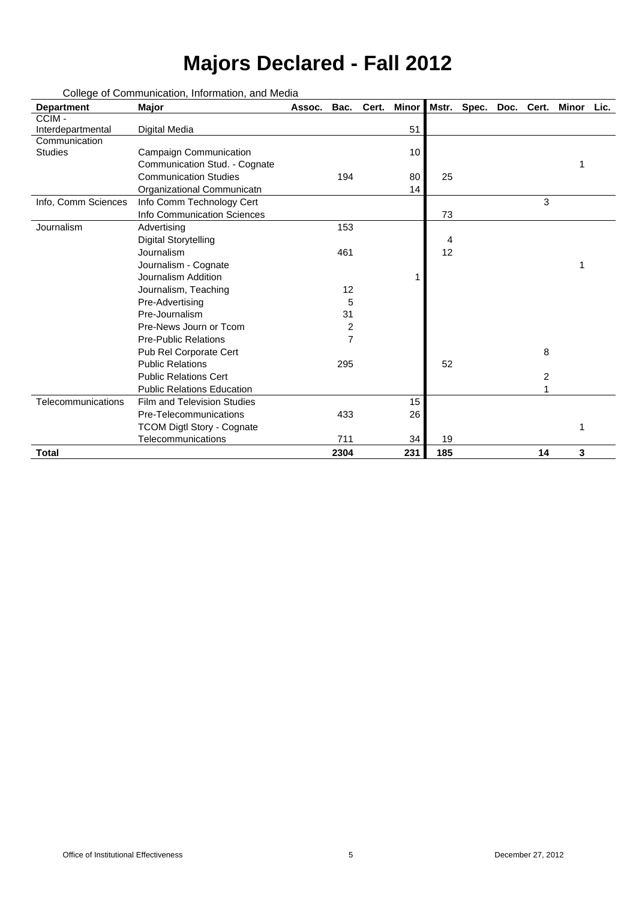# Majors Declared - Fall 2012

College of Communication, Information, and Media

| Department | Major | Assoc. | Bac. | Cert. | Minor | Mstr. | Spec. | Doc. | Cert. | Minor | Lic. |
|---|---|---|---|---|---|---|---|---|---|---|---|
| CCIM - Interdepartmental | Digital Media | | | | 51 | | | | | | |
| Communication Studies | Campaign Communication | | | | 10 | | | | | | |
| | Communication Stud. - Cognate | | | | | | | | | 1 | |
| | Communication Studies | | 194 | | 80 | 25 | | | | | |
| | Organizational Communicatn | | | | 14 | | | | | | |
| Info, Comm Sciences | Info Comm Technology Cert | | | | | | | | 3 | | |
| | Info Communication Sciences | | | | | 73 | | | | | |
| Journalism | Advertising | | 153 | | | | | | | | |
| | Digital Storytelling | | | | | 4 | | | | | |
| | Journalism | | 461 | | | 12 | | | | | |
| | Journalism - Cognate | | | | | | | | | 1 | |
| | Journalism Addition | | | | 1 | | | | | | |
| | Journalism, Teaching | | 12 | | | | | | | | |
| | Pre-Advertising | | 5 | | | | | | | | |
| | Pre-Journalism | | 31 | | | | | | | | |
| | Pre-News Journ or Tcom | | 2 | | | | | | | | |
| | Pre-Public Relations | | 7 | | | | | | | | |
| | Pub Rel Corporate Cert | | | | | | | | 8 | | |
| | Public Relations | | 295 | | | 52 | | | | | |
| | Public Relations Cert | | | | | | | | 2 | | |
| | Public Relations Education | | | | | | | | 1 | | |
| Telecommunications | Film and Television Studies | | | | 15 | | | | | | |
| | Pre-Telecommunications | | 433 | | 26 | | | | | | |
| | TCOM Digtl Story - Cognate | | | | | | | | | 1 | |
| | Telecommunications | | 711 | | 34 | 19 | | | | | |
| **Total** | | | **2304** | | **231** | **185** | | | **14** | **3** | |

Office of Institutional Effectiveness December 27, 2012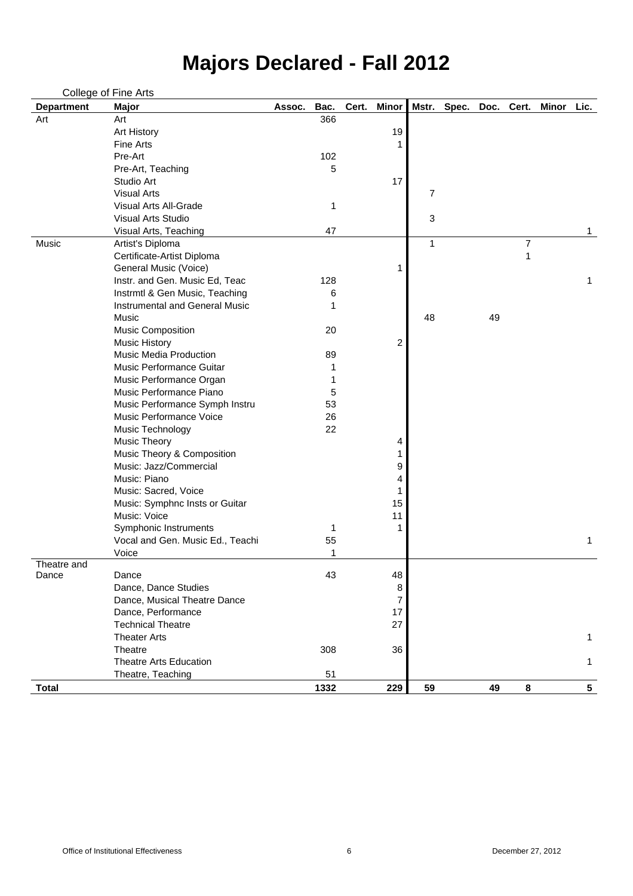# Majors Declared - Fall 2012

College of Fine Arts

| Department | Major | Assoc. | Bac. | Cert. | Minor | Mstr. | Spec. | Doc. | Cert. | Minor | Lic. |
|---|---|---|---|---|---|---|---|---|---|---|---|
| Art | Art | | 366 | | | | | | | | |
| | Art History | | | | 19 | | | | | | |
| | Fine Arts | | | | 1 | | | | | | |
| | Pre-Art | | 102 | | | | | | | | |
| | Pre-Art, Teaching | | 5 | | | | | | | | |
| | Studio Art | | | | 17 | | | | | | |
| | Visual Arts | | | | | 7 | | | | | |
| | Visual Arts All-Grade | | 1 | | | | | | | | |
| | Visual Arts Studio | | | | | 3 | | | | | |
| | Visual Arts, Teaching | | 47 | | | | | | | | 1 |
| Music | Artist's Diploma | | | | | 1 | | | 7 | | |
| | Certificate-Artist Diploma | | | | | | | | 1 | | |
| | General Music (Voice) | | | | 1 | | | | | | |
| | Instr. and Gen. Music Ed, Teac | | 128 | | | | | | | | 1 |
| | Instrmtl & Gen Music, Teaching | | 6 | | | | | | | | |
| | Instrumental and General Music | | 1 | | | | | | | | |
| | Music | | | | | 48 | | 49 | | | |
| | Music Composition | | 20 | | | | | | | | |
| | Music History | | | | 2 | | | | | | |
| | Music Media Production | | 89 | | | | | | | | |
| | Music Performance Guitar | | 1 | | | | | | | | |
| | Music Performance Organ | | 1 | | | | | | | | |
| | Music Performance Piano | | 5 | | | | | | | | |
| | Music Performance Symph Instru | | 53 | | | | | | | | |
| | Music Performance Voice | | 26 | | | | | | | | |
| | Music Technology | | 22 | | | | | | | | |
| | Music Theory | | | | 4 | | | | | | |
| | Music Theory & Composition | | | | 1 | | | | | | |
| | Music: Jazz/Commercial | | | | 9 | | | | | | |
| | Music: Piano | | | | 4 | | | | | | |
| | Music: Sacred, Voice | | | | 1 | | | | | | |
| | Music: Symphnc Insts or Guitar | | | | 15 | | | | | | |
| | Music: Voice | | | | 11 | | | | | | |
| | Symphonic Instruments | | 1 | | 1 | | | | | | |
| | Vocal and Gen. Music Ed., Teachi | | 55 | | | | | | | | 1 |
| | Voice | | 1 | | | | | | | | |
| Theatre and Dance | Dance | | 43 | | 48 | | | | | | |
| | Dance, Dance Studies | | | | 8 | | | | | | |
| | Dance, Musical Theatre Dance | | | | 7 | | | | | | |
| | Dance, Performance | | | | 17 | | | | | | |
| | Technical Theatre | | | | 27 | | | | | | |
| | Theater Arts | | | | | | | | | | 1 |
| | Theatre | | 308 | | 36 | | | | | | |
| | Theatre Arts Education | | | | | | | | | | 1 |
| | Theatre, Teaching | | 51 | | | | | | | | |
| **Total** | | | **1332** | | **229** | **59** | | **49** | **8** | | **5** |

Office of Institutional Effectiveness

December 27, 2012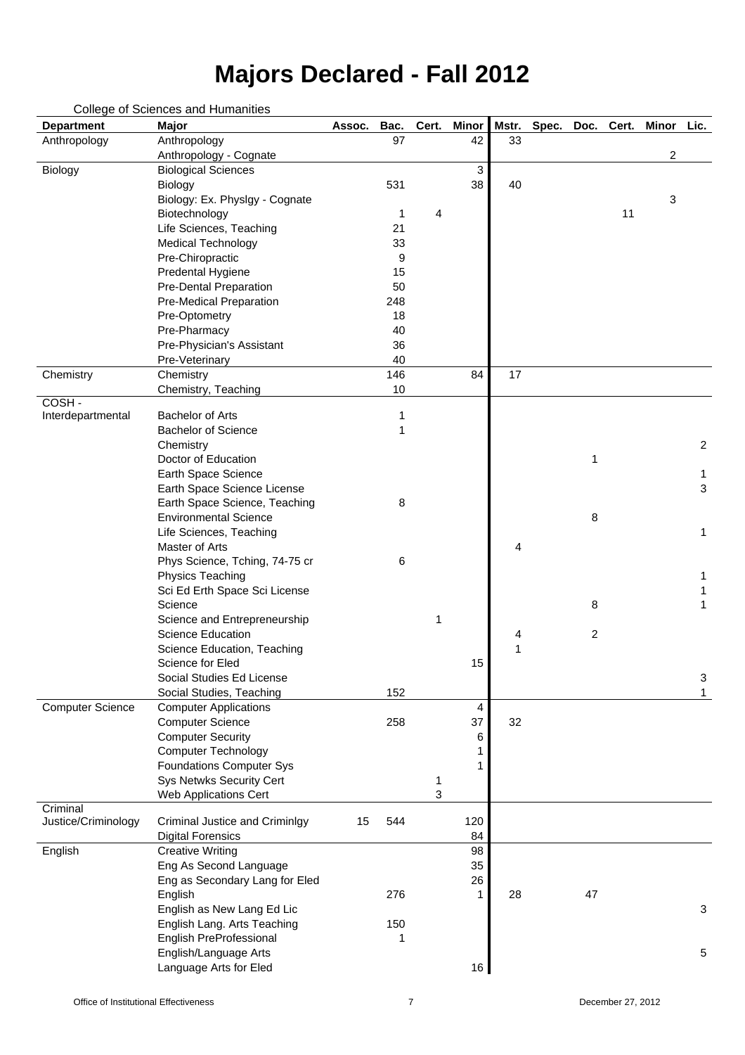# Majors Declared - Fall 2012

College of Sciences and Humanities

| Department | Major | Assoc. | Bac. | Cert. | Minor | Mstr. | Spec. | Doc. | Cert. | Minor | Lic. |
|---|---|---|---|---|---|---|---|---|---|---|---|
| Anthropology | Anthropology | | 97 | | 42 | 33 | | | | | |
| | Anthropology - Cognate | | | | | | | | | 2 | |
| Biology | Biological Sciences | | | | 3 | | | | | | |
| | Biology | | 531 | | 38 | 40 | | | | | |
| | Biology: Ex. Physlgy - Cognate | | | | | | | | | 3 | |
| | Biotechnology | | 1 | 4 | | | | | 11 | | |
| | Life Sciences, Teaching | | 21 | | | | | | | | |
| | Medical Technology | | 33 | | | | | | | | |
| | Pre-Chiropractic | | 9 | | | | | | | | |
| | Predental Hygiene | | 15 | | | | | | | | |
| | Pre-Dental Preparation | | 50 | | | | | | | | |
| | Pre-Medical Preparation | | 248 | | | | | | | | |
| | Pre-Optometry | | 18 | | | | | | | | |
| | Pre-Pharmacy | | 40 | | | | | | | | |
| | Pre-Physician's Assistant | | 36 | | | | | | | | |
| | Pre-Veterinary | | 40 | | | | | | | | |
| Chemistry | Chemistry | | 146 | | 84 | 17 | | | | | |
| | Chemistry, Teaching | | 10 | | | | | | | | |
| COSH - Interdepartmental | Bachelor of Arts | | 1 | | | | | | | | |
| | Bachelor of Science | | 1 | | | | | | | | |
| | Chemistry | | | | | | | | | | 2 |
| | Doctor of Education | | | | | | | 1 | | | |
| | Earth Space Science | | | | | | | | | | 1 |
| | Earth Space Science License | | | | | | | | | | 3 |
| | Earth Space Science, Teaching | | 8 | | | | | | | | |
| | Environmental Science | | | | | | | 8 | | | |
| | Life Sciences, Teaching | | | | | | | | | | 1 |
| | Master of Arts | | | | | 4 | | | | | |
| | Phys Science, Tching, 74-75 cr | | 6 | | | | | | | | |
| | Physics Teaching | | | | | | | | | | 1 |
| | Sci Ed Erth Space Sci License | | | | | | | | | | 1 |
| | Science | | | | | | | 8 | | | 1 |
| | Science and Entrepreneurship | | | 1 | | | | | | | |
| | Science Education | | | | | 4 | | 2 | | | |
| | Science Education, Teaching | | | | | 1 | | | | | |
| | Science for Eled | | | | 15 | | | | | | |
| | Social Studies Ed License | | | | | | | | | | 3 |
| | Social Studies, Teaching | | 152 | | | | | | | | 1 |
| Computer Science | Computer Applications | | | | 4 | | | | | | |
| | Computer Science | | 258 | | 37 | 32 | | | | | |
| | Computer Security | | | | 6 | | | | | | |
| | Computer Technology | | | | 1 | | | | | | |
| | Foundations Computer Sys | | | | 1 | | | | | | |
| | Sys Netwks Security Cert | | | 1 | | | | | | | |
| | Web Applications Cert | | | 3 | | | | | | | |
| Criminal Justice/Criminology | Criminal Justice and Criminlgy | 15 | 544 | | 120 | | | | | | |
| | Digital Forensics | | | | 84 | | | | | | |
| English | Creative Writing | | | | 98 | | | | | | |
| | Eng As Second Language | | | | 35 | | | | | | |
| | Eng as Secondary Lang for Eled | | | | 26 | | | | | | |
| | English | | 276 | | 1 | 28 | | 47 | | | |
| | English as New Lang Ed Lic | | | | | | | | | | 3 |
| | English Lang. Arts Teaching | | 150 | | | | | | | | |
| | English PreProfessional | | 1 | | | | | | | | |
| | English/Language Arts | | | | | | | | | | 5 |
| | Language Arts for Eled | | | | 16 | | | | | | |

Office of Institutional Effectiveness — December 27, 2012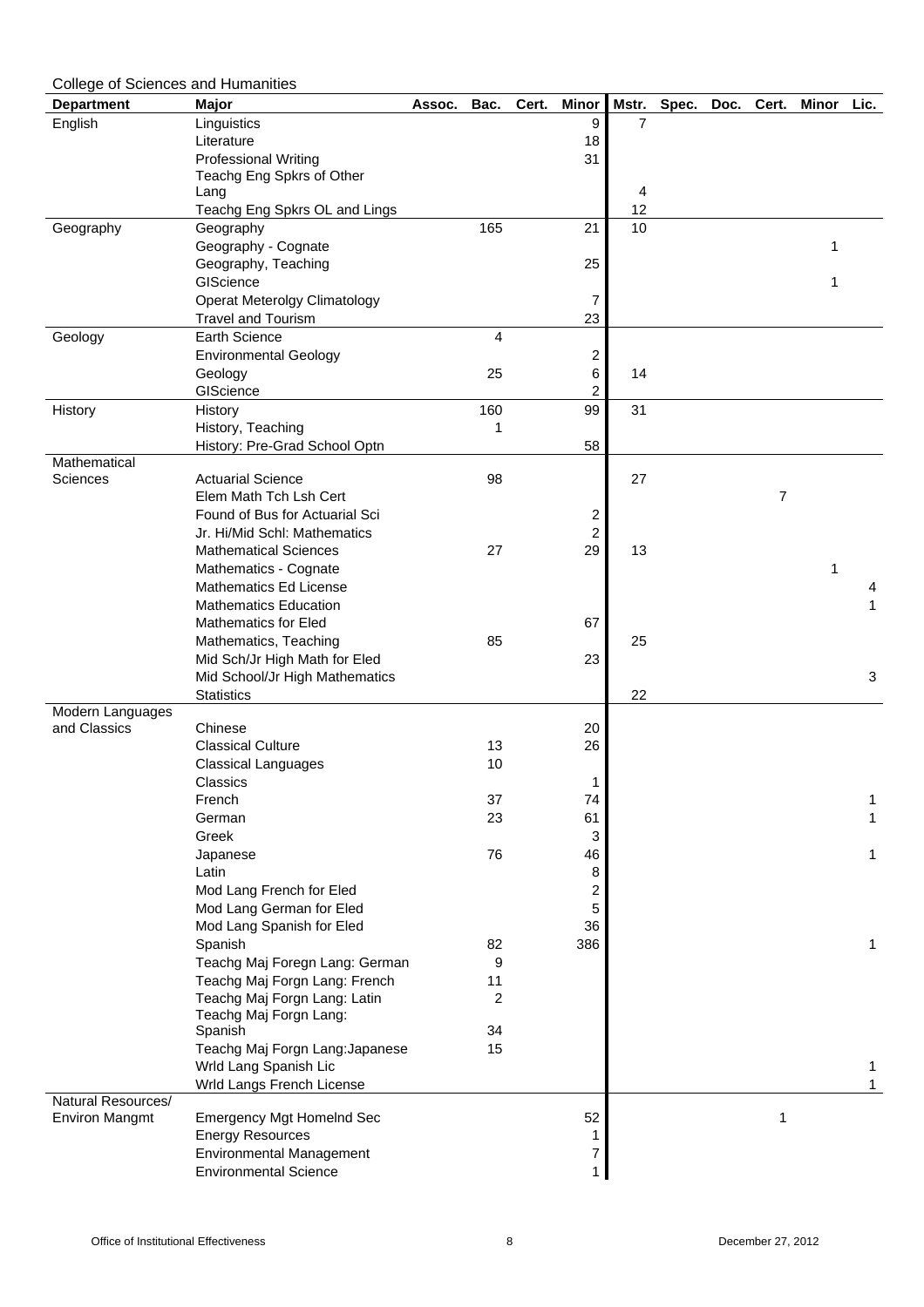College of Sciences and Humanities

| Department | Major | Assoc. | Bac. | Cert. | Minor | Mstr. | Spec. | Doc. | Cert. | Minor | Lic. |
|---|---|---|---|---|---|---|---|---|---|---|---|
| English | Linguistics | | | | 9 | 7 | | | | | |
| | Literature | | | | 18 | | | | | | |
| | Professional Writing | | | | 31 | | | | | | |
| | Teachg Eng Spkrs of Other Lang | | | | | 4 | | | | | |
| | Teachg Eng Spkrs OL and Lings | | | | | 12 | | | | | |
| Geography | Geography | | 165 | | 21 | 10 | | | | | |
| | Geography - Cognate | | | | | | | | | 1 | |
| | Geography, Teaching | | | | 25 | | | | | | |
| | GIScience | | | | | | | | | 1 | |
| | Operat Meterolgy Climatology | | | | 7 | | | | | | |
| | Travel and Tourism | | | | 23 | | | | | | |
| Geology | Earth Science | | 4 | | | | | | | | |
| | Environmental Geology | | | | 2 | | | | | | |
| | Geology | | 25 | | 6 | 14 | | | | | |
| | GIScience | | | | 2 | | | | | | |
| History | History | | 160 | | 99 | 31 | | | | | |
| | History, Teaching | | 1 | | | | | | | | |
| | History: Pre-Grad School Optn | | | | 58 | | | | | | |
| Mathematical Sciences | Actuarial Science | | 98 | | | 27 | | | | | |
| | Elem Math Tch Lsh Cert | | | | | | | | 7 | | |
| | Found of Bus for Actuarial Sci | | | | 2 | | | | | | |
| | Jr. Hi/Mid Schl: Mathematics | | | | 2 | | | | | | |
| | Mathematical Sciences | | 27 | | 29 | 13 | | | | | |
| | Mathematics - Cognate | | | | | | | | | 1 | |
| | Mathematics Ed License | | | | | | | | | | 4 |
| | Mathematics Education | | | | | | | | | | 1 |
| | Mathematics for Eled | | | | 67 | | | | | | |
| | Mathematics, Teaching | | 85 | | | 25 | | | | | |
| | Mid Sch/Jr High Math for Eled | | | | 23 | | | | | | |
| | Mid School/Jr High Mathematics | | | | | | | | | | 3 |
| | Statistics | | | | | 22 | | | | | |
| Modern Languages and Classics | Chinese | | | | 20 | | | | | | |
| | Classical Culture | | 13 | | 26 | | | | | | |
| | Classical Languages | | 10 | | | | | | | | |
| | Classics | | | | 1 | | | | | | |
| | French | | 37 | | 74 | | | | | | 1 |
| | German | | 23 | | 61 | | | | | | 1 |
| | Greek | | | | 3 | | | | | | |
| | Japanese | | 76 | | 46 | | | | | | 1 |
| | Latin | | | | 8 | | | | | | |
| | Mod Lang French for Eled | | | | 2 | | | | | | |
| | Mod Lang German for Eled | | | | 5 | | | | | | |
| | Mod Lang Spanish for Eled | | | | 36 | | | | | | |
| | Spanish | | 82 | | 386 | | | | | | 1 |
| | Teachg Maj Foregn Lang: German | | 9 | | | | | | | | |
| | Teachg Maj Forgn Lang: French | | 11 | | | | | | | | |
| | Teachg Maj Forgn Lang: Latin | | 2 | | | | | | | | |
| | Teachg Maj Forgn Lang: Spanish | | 34 | | | | | | | | |
| | Teachg Maj Forgn Lang:Japanese | | 15 | | | | | | | | |
| | Wrld Lang Spanish Lic | | | | | | | | | | 1 |
| | Wrld Langs French License | | | | | | | | | | 1 |
| Natural Resources/ Environ Mangmt | Emergency Mgt Homelnd Sec | | | | 52 | | | | 1 | | |
| | Energy Resources | | | | 1 | | | | | | |
| | Environmental Management | | | | 7 | | | | | | |
| | Environmental Science | | | | 1 | | | | | | |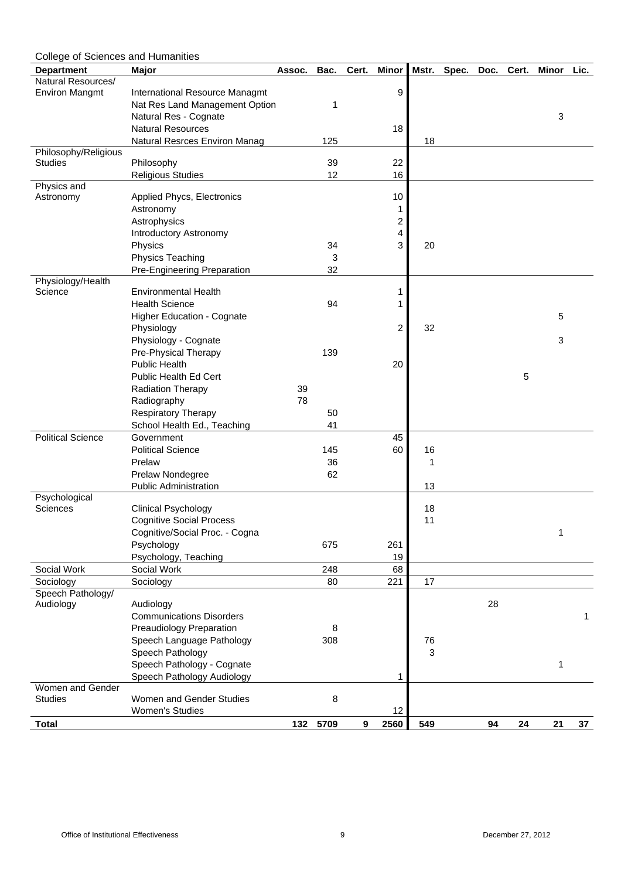College of Sciences and Humanities

| Department | Major | Assoc. | Bac. | Cert. | Minor | Mstr. | Spec. | Doc. | Cert. | Minor | Lic. |
|---|---|---|---|---|---|---|---|---|---|---|---|
| Natural Resources/ Environ Mangmt | International Resource Managmt | | | | 9 | | | | | | |
| | Nat Res Land Management Option | | 1 | | | | | | | | |
| | Natural Res - Cognate | | | | | | | | | 3 | |
| | Natural Resources | | | | 18 | | | | | | |
| | Natural Resrces Environ Manag | | 125 | | | 18 | | | | | |
| Philosophy/Religious Studies | Philosophy | | 39 | | 22 | | | | | | |
| | Religious Studies | | 12 | | 16 | | | | | | |
| Physics and Astronomy | Applied Phycs, Electronics | | | | 10 | | | | | | |
| | Astronomy | | | | 1 | | | | | | |
| | Astrophysics | | | | 2 | | | | | | |
| | Introductory Astronomy | | | | 4 | | | | | | |
| | Physics | | 34 | | 3 | 20 | | | | | |
| | Physics Teaching | | 3 | | | | | | | | |
| | Pre-Engineering Preparation | | 32 | | | | | | | | |
| Physiology/Health Science | Environmental Health | | | | 1 | | | | | | |
| | Health Science | | 94 | | 1 | | | | | | |
| | Higher Education - Cognate | | | | | | | | | 5 | |
| | Physiology | | | | 2 | 32 | | | | | |
| | Physiology - Cognate | | | | | | | | | 3 | |
| | Pre-Physical Therapy | | 139 | | | | | | | | |
| | Public Health | | | | 20 | | | | | | |
| | Public Health Ed Cert | | | | | | | | 5 | | |
| | Radiation Therapy | 39 | | | | | | | | | |
| | Radiography | 78 | | | | | | | | | |
| | Respiratory Therapy | | 50 | | | | | | | | |
| | School Health Ed., Teaching | | 41 | | | | | | | | |
| Political Science | Government | | | | 45 | | | | | | |
| | Political Science | | 145 | | 60 | 16 | | | | | |
| | Prelaw | | 36 | | | 1 | | | | | |
| | Prelaw Nondegree | | 62 | | | | | | | | |
| | Public Administration | | | | | 13 | | | | | |
| Psychological Sciences | Clinical Psychology | | | | | 18 | | | | | |
| | Cognitive Social Process | | | | | 11 | | | | | |
| | Cognitive/Social Proc. - Cogna | | | | | | | | | 1 | |
| | Psychology | | 675 | | 261 | | | | | | |
| | Psychology, Teaching | | | | 19 | | | | | | |
| Social Work | Social Work | | 248 | | 68 | | | | | | |
| Sociology | Sociology | | 80 | | 221 | 17 | | | | | |
| Speech Pathology/ Audiology | Audiology | | | | | | | 28 | | | |
| | Communications Disorders | | | | | | | | | | 1 |
| | Preaudiology Preparation | | 8 | | | | | | | | |
| | Speech Language Pathology | | 308 | | | 76 | | | | | |
| | Speech Pathology | | | | | 3 | | | | | |
| | Speech Pathology - Cognate | | | | | | | | | 1 | |
| | Speech Pathology Audiology | | | | 1 | | | | | | |
| Women and Gender Studies | Women and Gender Studies | | 8 | | | | | | | | |
| | Women's Studies | | | | 12 | | | | | | |
| **Total** | | **132** | **5709** | **9** | **2560** | **549** | | **94** | **24** | **21** | **37** |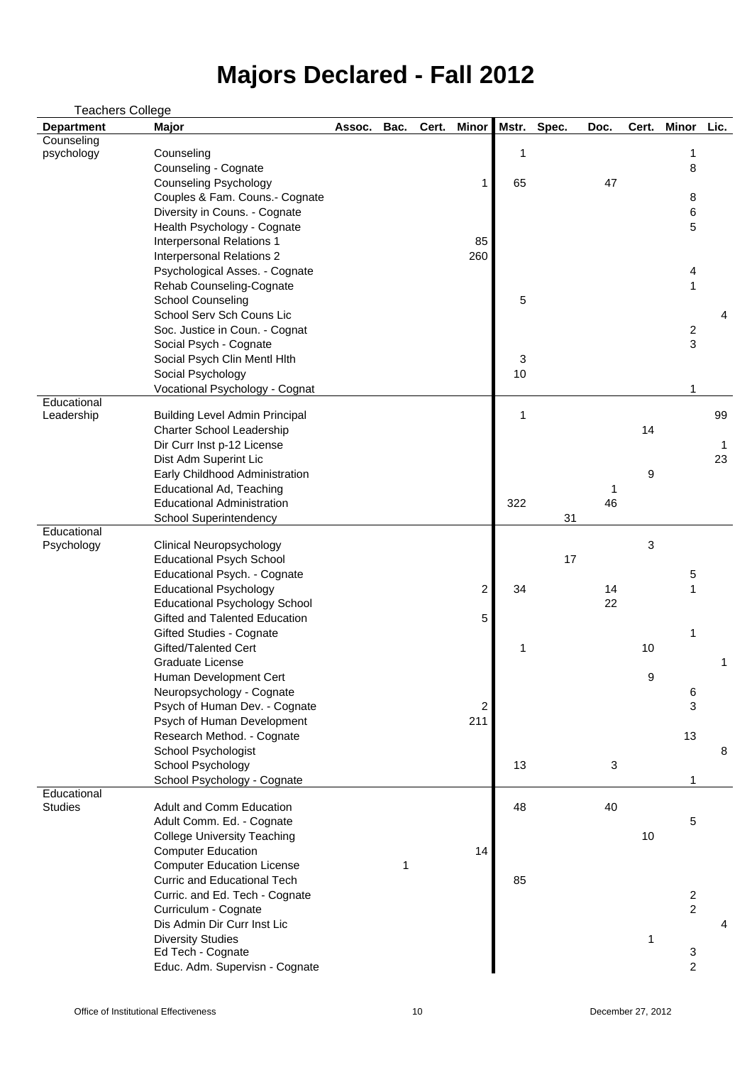# Majors Declared - Fall 2012

Teachers College

| Department | Major | Assoc. | Bac. | Cert. | Minor | Mstr. | Spec. | Doc. | Cert. | Minor | Lic. |
|---|---|---|---|---|---|---|---|---|---|---|---|
| Counseling psychology | Counseling | | | | | 1 | | | | 1 | |
| | Counseling - Cognate | | | | | | | | | 8 | |
| | Counseling Psychology | | | | 1 | 65 | | 47 | | | |
| | Couples & Fam. Couns.- Cognate | | | | | | | | | 8 | |
| | Diversity in Couns. - Cognate | | | | | | | | | 6 | |
| | Health Psychology - Cognate | | | | | | | | | 5 | |
| | Interpersonal Relations 1 | | | | 85 | | | | | | |
| | Interpersonal Relations 2 | | | | 260 | | | | | | |
| | Psychological Asses. - Cognate | | | | | | | | | 4 | |
| | Rehab Counseling-Cognate | | | | | | | | | 1 | |
| | School Counseling | | | | | 5 | | | | | |
| | School Serv Sch Couns Lic | | | | | | | | | | 4 |
| | Soc. Justice in Coun. - Cognat | | | | | | | | | 2 | |
| | Social Psych - Cognate | | | | | | | | | 3 | |
| | Social Psych Clin Mentl Hlth | | | | | 3 | | | | | |
| | Social Psychology | | | | | 10 | | | | | |
| | Vocational Psychology - Cognat | | | | | | | | | 1 | |
| Educational Leadership | Building Level Admin Principal | | | | | 1 | | | | | 99 |
| | Charter School Leadership | | | | | | | | 14 | | |
| | Dir Curr Inst p-12 License | | | | | | | | | | 1 |
| | Dist Adm Superint Lic | | | | | | | | | | 23 |
| | Early Childhood Administration | | | | | | | | 9 | | |
| | Educational Ad, Teaching | | | | | | | 1 | | | |
| | Educational Administration | | | | | 322 | | 46 | | | |
| | School Superintendency | | | | | | 31 | | | | |
| Educational Psychology | Clinical Neuropsychology | | | | | | | | 3 | | |
| | Educational Psych School | | | | | | 17 | | | | |
| | Educational Psych. - Cognate | | | | | | | | | 5 | |
| | Educational Psychology | | | | 2 | 34 | | 14 | | 1 | |
| | Educational Psychology School | | | | | | | 22 | | | |
| | Gifted and Talented Education | | | | 5 | | | | | | |
| | Gifted Studies - Cognate | | | | | | | | | 1 | |
| | Gifted/Talented Cert | | | | | 1 | | | 10 | | |
| | Graduate License | | | | | | | | | | 1 |
| | Human Development Cert | | | | | | | | 9 | | |
| | Neuropsychology - Cognate | | | | | | | | | 6 | |
| | Psych of Human Dev. - Cognate | | | | 2 | | | | | 3 | |
| | Psych of Human Development | | | | 211 | | | | | | |
| | Research Method. - Cognate | | | | | | | | | 13 | |
| | School Psychologist | | | | | | | | | | 8 |
| | School Psychology | | | | | 13 | | 3 | | | |
| | School Psychology - Cognate | | | | | | | | | 1 | |
| Educational Studies | Adult and Comm Education | | | | | 48 | | 40 | | | |
| | Adult Comm. Ed. - Cognate | | | | | | | | | 5 | |
| | College University Teaching | | | | | | | | 10 | | |
| | Computer Education | | | | 14 | | | | | | |
| | Computer Education License | | 1 | | | | | | | | |
| | Curric and Educational Tech | | | | | 85 | | | | | |
| | Curric. and Ed. Tech - Cognate | | | | | | | | | 2 | |
| | Curriculum - Cognate | | | | | | | | | 2 | |
| | Dis Admin Dir Curr Inst Lic | | | | | | | | | | 4 |
| | Diversity Studies | | | | | | | | 1 | | |
| | Ed Tech - Cognate | | | | | | | | | 3 | |
| | Educ. Adm. Supervisn - Cognate | | | | | | | | | 2 | |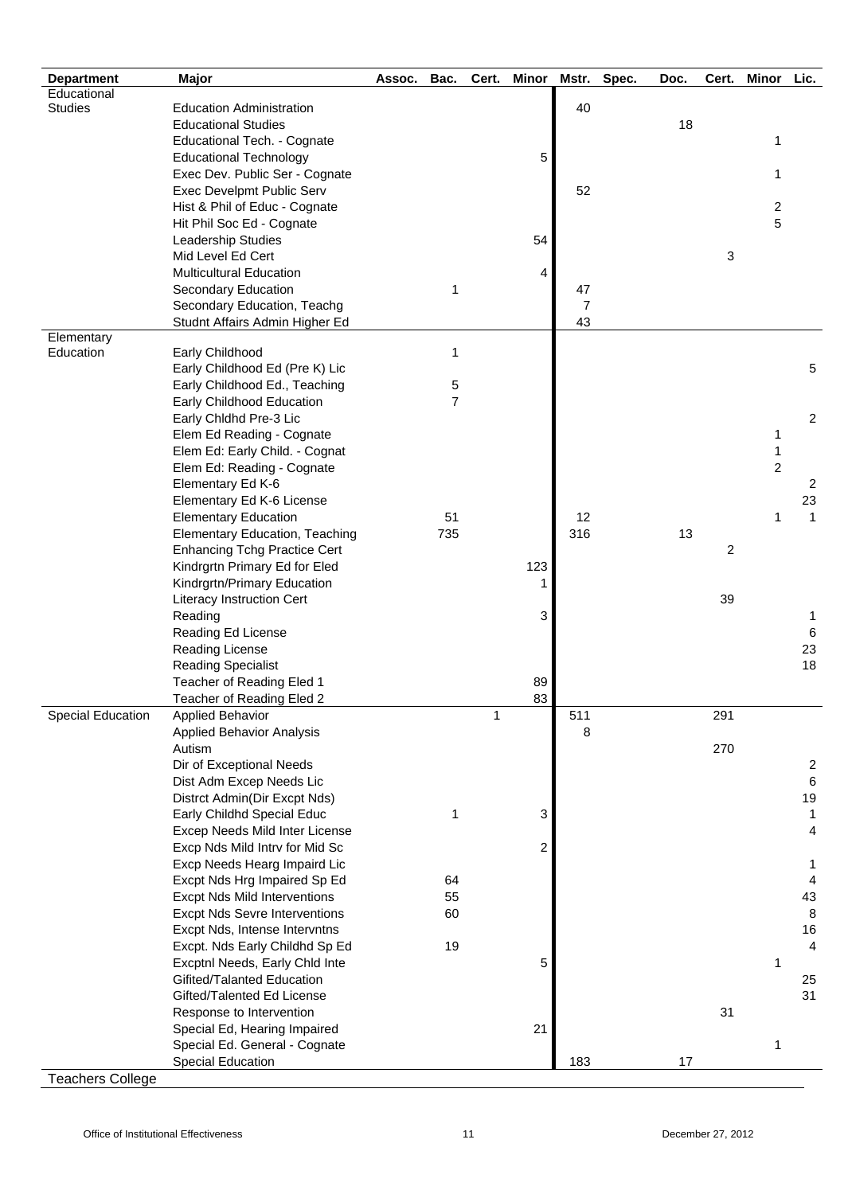| Department | Major | Assoc. | Bac. | Cert. | Minor | Mstr. | Spec. | Doc. | Cert. | Minor | Lic. |
|---|---|---|---|---|---|---|---|---|---|---|---|
| Educational Studies | Education Administration | | | | | 40 | | | | | |
| | Educational Studies | | | | | | | 18 | | | |
| | Educational Tech. - Cognate | | | | | | | | | 1 | |
| | Educational Technology | | | | 5 | | | | | | |
| | Exec Dev. Public Ser - Cognate | | | | | | | | | 1 | |
| | Exec Develpmt Public Serv | | | | | 52 | | | | | |
| | Hist & Phil of Educ - Cognate | | | | | | | | | 2 | |
| | Hit Phil Soc Ed - Cognate | | | | | | | | | 5 | |
| | Leadership Studies | | | | 54 | | | | | | |
| | Mid Level Ed Cert | | | | | | | | 3 | | |
| | Multicultural Education | | | | 4 | | | | | | |
| | Secondary Education | | 1 | | | 47 | | | | | |
| | Secondary Education, Teachg | | | | | 7 | | | | | |
| | Studnt Affairs Admin Higher Ed | | | | | 43 | | | | | |
| Elementary Education | Early Childhood | | 1 | | | | | | | | |
| | Early Childhood Ed (Pre K) Lic | | | | | | | | | | 5 |
| | Early Childhood Ed., Teaching | | 5 | | | | | | | | |
| | Early Childhood Education | | 7 | | | | | | | | |
| | Early Chldhd Pre-3 Lic | | | | | | | | | | 2 |
| | Elem Ed Reading - Cognate | | | | | | | | | 1 | |
| | Elem Ed: Early Child. - Cognat | | | | | | | | | 1 | |
| | Elem Ed: Reading - Cognate | | | | | | | | | 2 | |
| | Elementary Ed K-6 | | | | | | | | | | 2 |
| | Elementary Ed K-6 License | | | | | | | | | | 23 |
| | Elementary Education | | 51 | | | 12 | | | | 1 | 1 |
| | Elementary Education, Teaching | | 735 | | | 316 | | 13 | | | |
| | Enhancing Tchg Practice Cert | | | | | | | | 2 | | |
| | Kindrgrtn Primary Ed for Eled | | | | 123 | | | | | | |
| | Kindrgrtn/Primary Education | | | | 1 | | | | | | |
| | Literacy Instruction Cert | | | | | | | | 39 | | |
| | Reading | | | | 3 | | | | | | 1 |
| | Reading Ed License | | | | | | | | | | 6 |
| | Reading License | | | | | | | | | | 23 |
| | Reading Specialist | | | | | | | | | | 18 |
| | Teacher of Reading Eled 1 | | | | 89 | | | | | | |
| | Teacher of Reading Eled 2 | | | | 83 | | | | | | |
| Special Education | Applied Behavior | | | 1 | | 511 | | | 291 | | |
| | Applied Behavior Analysis | | | | | 8 | | | | | |
| | Autism | | | | | | | | 270 | | |
| | Dir of Exceptional Needs | | | | | | | | | | 2 |
| | Dist Adm Excep Needs Lic | | | | | | | | | | 6 |
| | Distrct Admin(Dir Excpt Nds) | | | | | | | | | | 19 |
| | Early Childhd Special Educ | | 1 | | 3 | | | | | | 1 |
| | Excep Needs Mild Inter License | | | | | | | | | | 4 |
| | Excp Nds Mild Intrv for Mid Sc | | | | 2 | | | | | | |
| | Excp Needs Hearg Impaird Lic | | | | | | | | | | 1 |
| | Excpt Nds Hrg Impaired Sp Ed | | 64 | | | | | | | | 4 |
| | Excpt Nds Mild Interventions | | 55 | | | | | | | | 43 |
| | Excpt Nds Sevre Interventions | | 60 | | | | | | | | 8 |
| | Excpt Nds, Intense Intervntns | | | | | | | | | | 16 |
| | Excpt. Nds Early Childhd Sp Ed | | 19 | | | | | | | | 4 |
| | Excptnl Needs, Early Chld Inte | | | | 5 | | | | | 1 | |
| | Gifited/Talanted Education | | | | | | | | | | 25 |
| | Gifited/Talented Ed License | | | | | | | | | | 31 |
| | Response to Intervention | | | | | | | | 31 | | |
| | Special Ed, Hearing Impaired | | | | 21 | | | | | | |
| | Special Ed. General - Cognate | | | | | | | | | 1 | |
| | Special Education | | | | | 183 | | 17 | | | |

Teachers College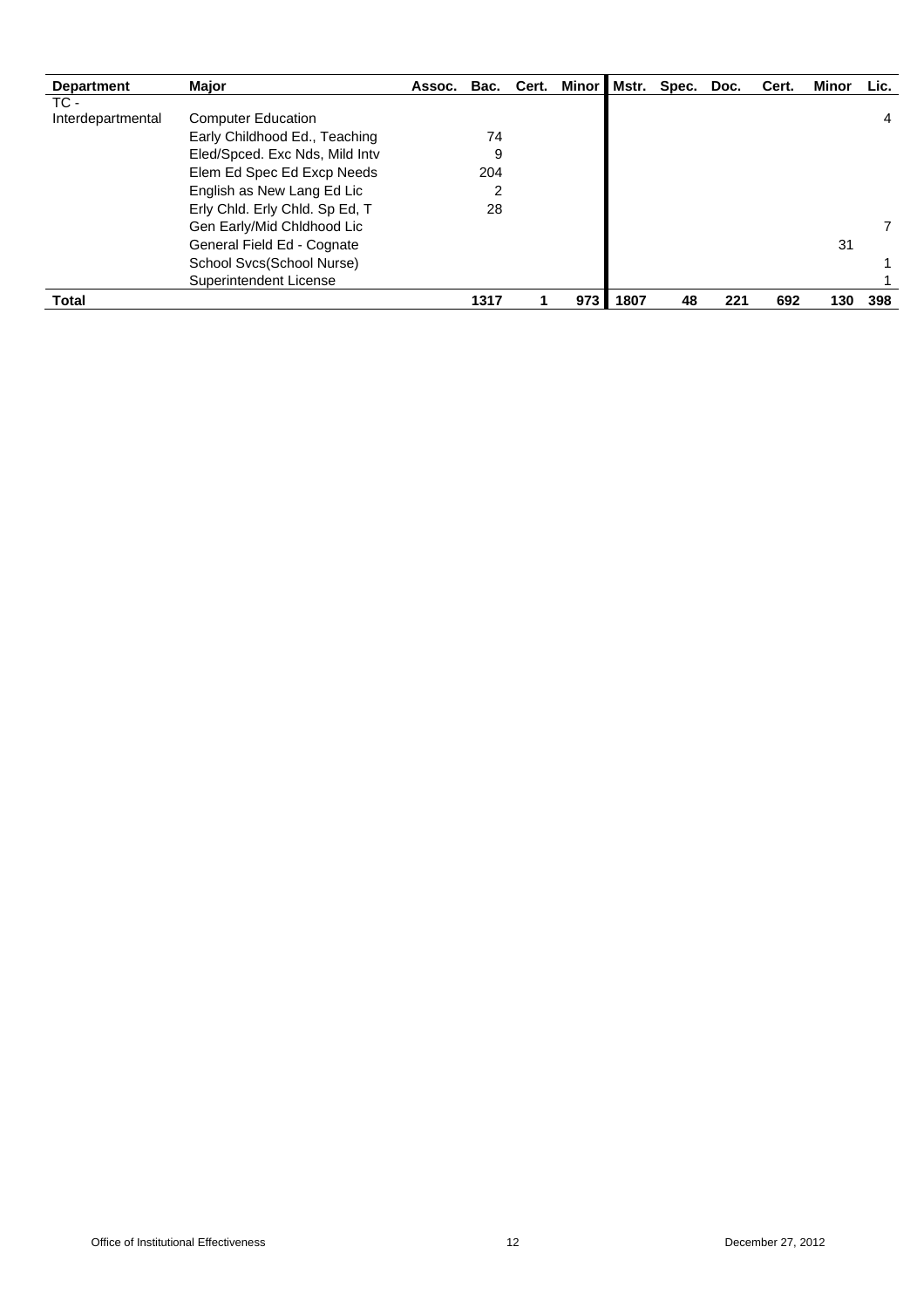| Department | Major | Assoc. | Bac. | Cert. | Minor | Mstr. | Spec. | Doc. | Cert. | Minor | Lic. |
|---|---|---|---|---|---|---|---|---|---|---|---|
| TC - Interdepartmental | Computer Education | | | | | | | | | | 4 |
| | Early Childhood Ed., Teaching | | 74 | | | | | | | | |
| | Eled/Spced. Exc Nds, Mild Intv | | 9 | | | | | | | | |
| | Elem Ed Spec Ed Excp Needs | | 204 | | | | | | | | |
| | English as New Lang Ed Lic | | 2 | | | | | | | | |
| | Erly Chld. Erly Chld. Sp Ed, T | | 28 | | | | | | | | |
| | Gen Early/Mid Chldhood Lic | | | | | | | | | | 7 |
| | General Field Ed - Cognate | | | | | | | | | 31 | |
| | School Svcs(School Nurse) | | | | | | | | | | 1 |
| | Superintendent License | | | | | | | | | | 1 |
| **Total** | | | **1317** | **1** | **973** | **1807** | **48** | **221** | **692** | **130** | **398** |

Office of Institutional Effectiveness December 27, 2012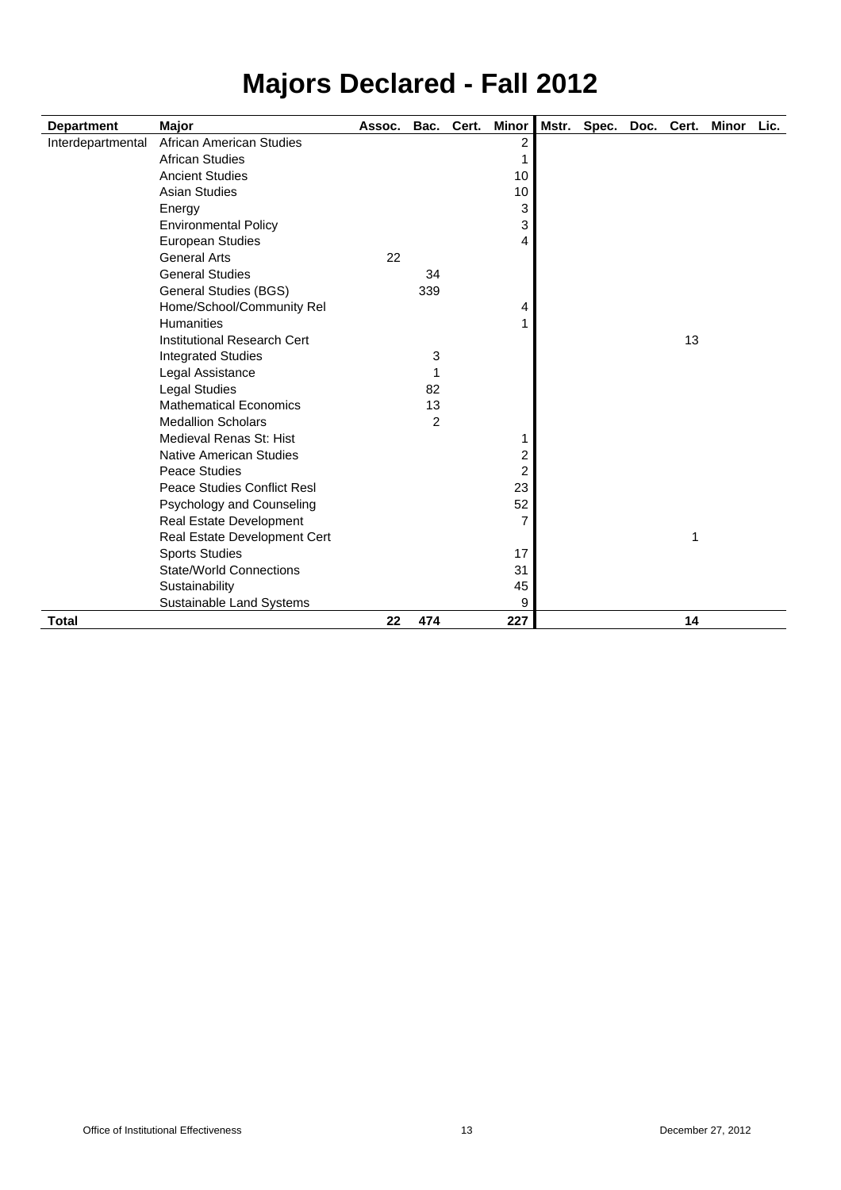# Majors Declared - Fall 2012

| Department | Major | Assoc. | Bac. | Cert. | Minor | Mstr. | Spec. | Doc. | Cert. | Minor | Lic. |
|---|---|---|---|---|---|---|---|---|---|---|---|
| Interdepartmental | African American Studies | | | | 2 | | | | | | |
| | African Studies | | | | 1 | | | | | | |
| | Ancient Studies | | | | 10 | | | | | | |
| | Asian Studies | | | | 10 | | | | | | |
| | Energy | | | | 3 | | | | | | |
| | Environmental Policy | | | | 3 | | | | | | |
| | European Studies | | | | 4 | | | | | | |
| | General Arts | 22 | | | | | | | | | |
| | General Studies | | 34 | | | | | | | | |
| | General Studies (BGS) | | 339 | | | | | | | | |
| | Home/School/Community Rel | | | | 4 | | | | | | |
| | Humanities | | | | 1 | | | | | | |
| | Institutional Research Cert | | | | | | | | 13 | | |
| | Integrated Studies | | 3 | | | | | | | | |
| | Legal Assistance | | 1 | | | | | | | | |
| | Legal Studies | | 82 | | | | | | | | |
| | Mathematical Economics | | 13 | | | | | | | | |
| | Medallion Scholars | | 2 | | | | | | | | |
| | Medieval Renas St: Hist | | | | 1 | | | | | | |
| | Native American Studies | | | | 2 | | | | | | |
| | Peace Studies | | | | 2 | | | | | | |
| | Peace Studies Conflict Resl | | | | 23 | | | | | | |
| | Psychology and Counseling | | | | 52 | | | | | | |
| | Real Estate Development | | | | 7 | | | | | | |
| | Real Estate Development Cert | | | | | | | | 1 | | |
| | Sports Studies | | | | 17 | | | | | | |
| | State/World Connections | | | | 31 | | | | | | |
| | Sustainability | | | | 45 | | | | | | |
| | Sustainable Land Systems | | | | 9 | | | | | | |
| **Total** | | **22** | **474** | | **227** | | | | **14** | | |

Office of Institutional Effectiveness

December 27, 2012